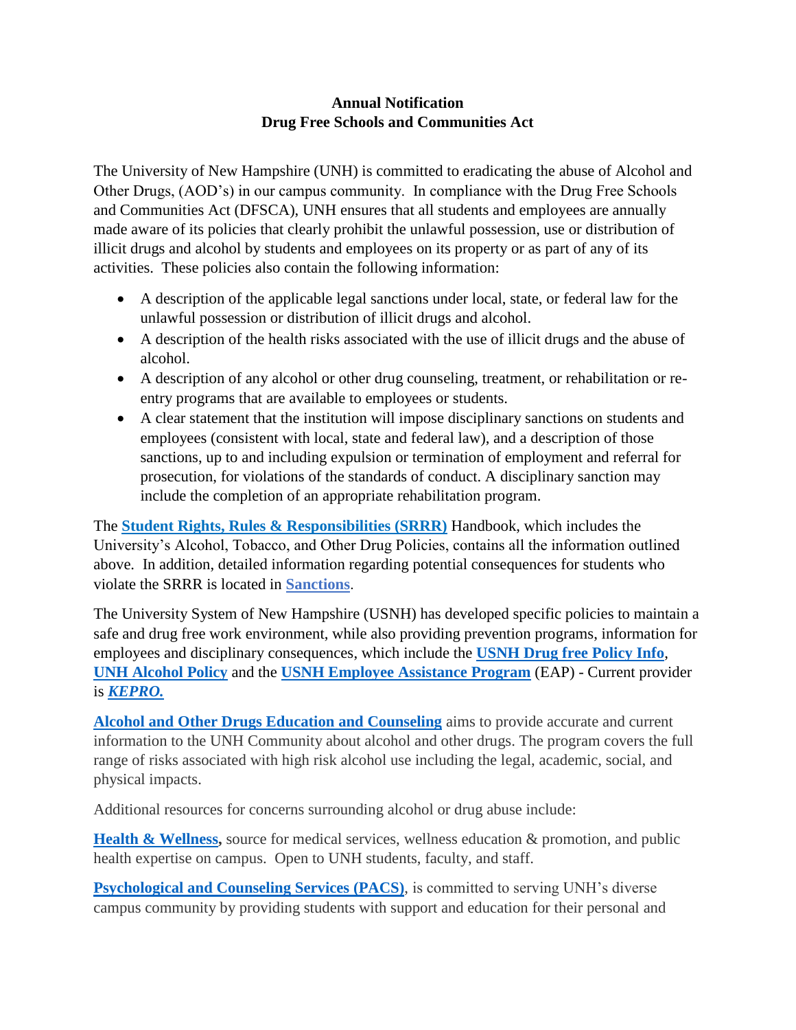**Annual Notification**
**Drug Free Schools and Communities Act**

The University of New Hampshire (UNH) is committed to eradicating the abuse of Alcohol and Other Drugs, (AOD's) in our campus community. In compliance with the Drug Free Schools and Communities Act (DFSCA), UNH ensures that all students and employees are annually made aware of its policies that clearly prohibit the unlawful possession, use or distribution of illicit drugs and alcohol by students and employees on its property or as part of any of its activities. These policies also contain the following information:

- A description of the applicable legal sanctions under local, state, or federal law for the unlawful possession or distribution of illicit drugs and alcohol.
- A description of the health risks associated with the use of illicit drugs and the abuse of alcohol.
- A description of any alcohol or other drug counseling, treatment, or rehabilitation or re-entry programs that are available to employees or students.
- A clear statement that the institution will impose disciplinary sanctions on students and employees (consistent with local, state and federal law), and a description of those sanctions, up to and including expulsion or termination of employment and referral for prosecution, for violations of the standards of conduct. A disciplinary sanction may include the completion of an appropriate rehabilitation program.

The **Student Rights, Rules & Responsibilities (SRRR)** Handbook, which includes the University's Alcohol, Tobacco, and Other Drug Policies, contains all the information outlined above. In addition, detailed information regarding potential consequences for students who violate the SRRR is located in **Sanctions**.

The University System of New Hampshire (USNH) has developed specific policies to maintain a safe and drug free work environment, while also providing prevention programs, information for employees and disciplinary consequences, which include the **USNH Drug free Policy Info**, **UNH Alcohol Policy** and the **USNH Employee Assistance Program** (EAP) - Current provider is ***KEPRO.***

**Alcohol and Other Drugs Education and Counseling** aims to provide accurate and current information to the UNH Community about alcohol and other drugs. The program covers the full range of risks associated with high risk alcohol use including the legal, academic, social, and physical impacts.

Additional resources for concerns surrounding alcohol or drug abuse include:

**Health & Wellness,** source for medical services, wellness education & promotion, and public health expertise on campus. Open to UNH students, faculty, and staff.

**Psychological and Counseling Services (PACS)**, is committed to serving UNH's diverse campus community by providing students with support and education for their personal and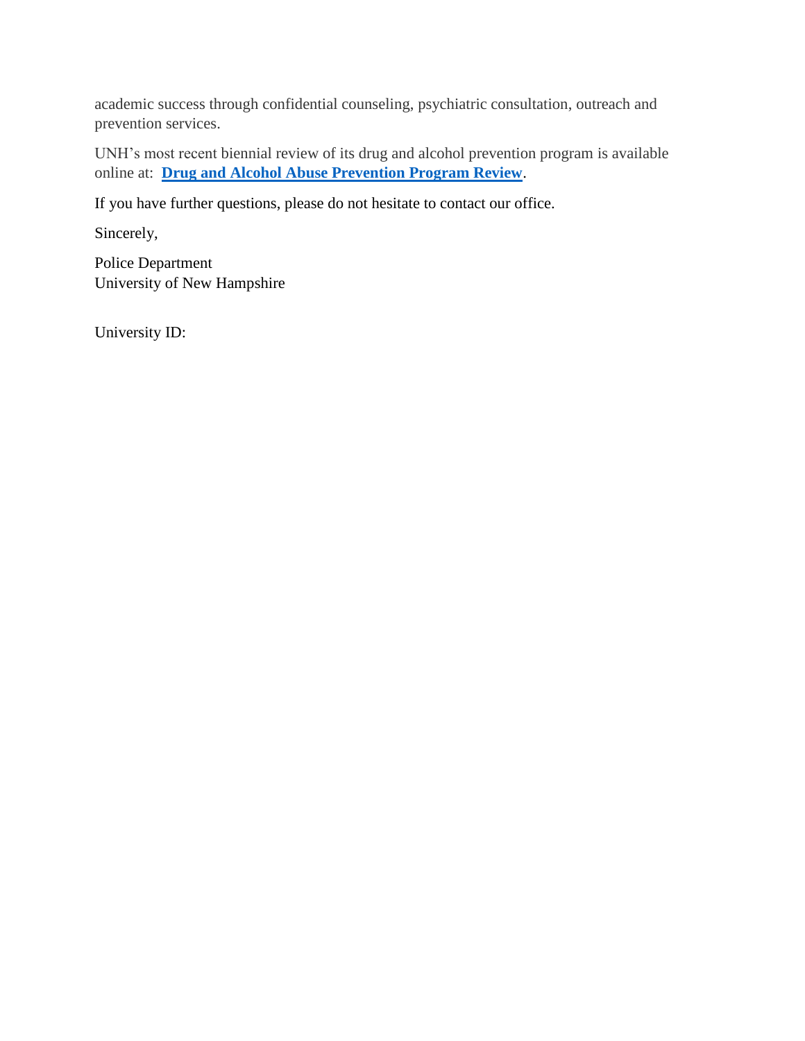academic success through confidential counseling, psychiatric consultation, outreach and prevention services.

UNH's most recent biennial review of its drug and alcohol prevention program is available online at: **Drug and Alcohol Abuse Prevention Program Review**.

If you have further questions, please do not hesitate to contact our office.

Sincerely,

Police Department
University of New Hampshire

University ID: